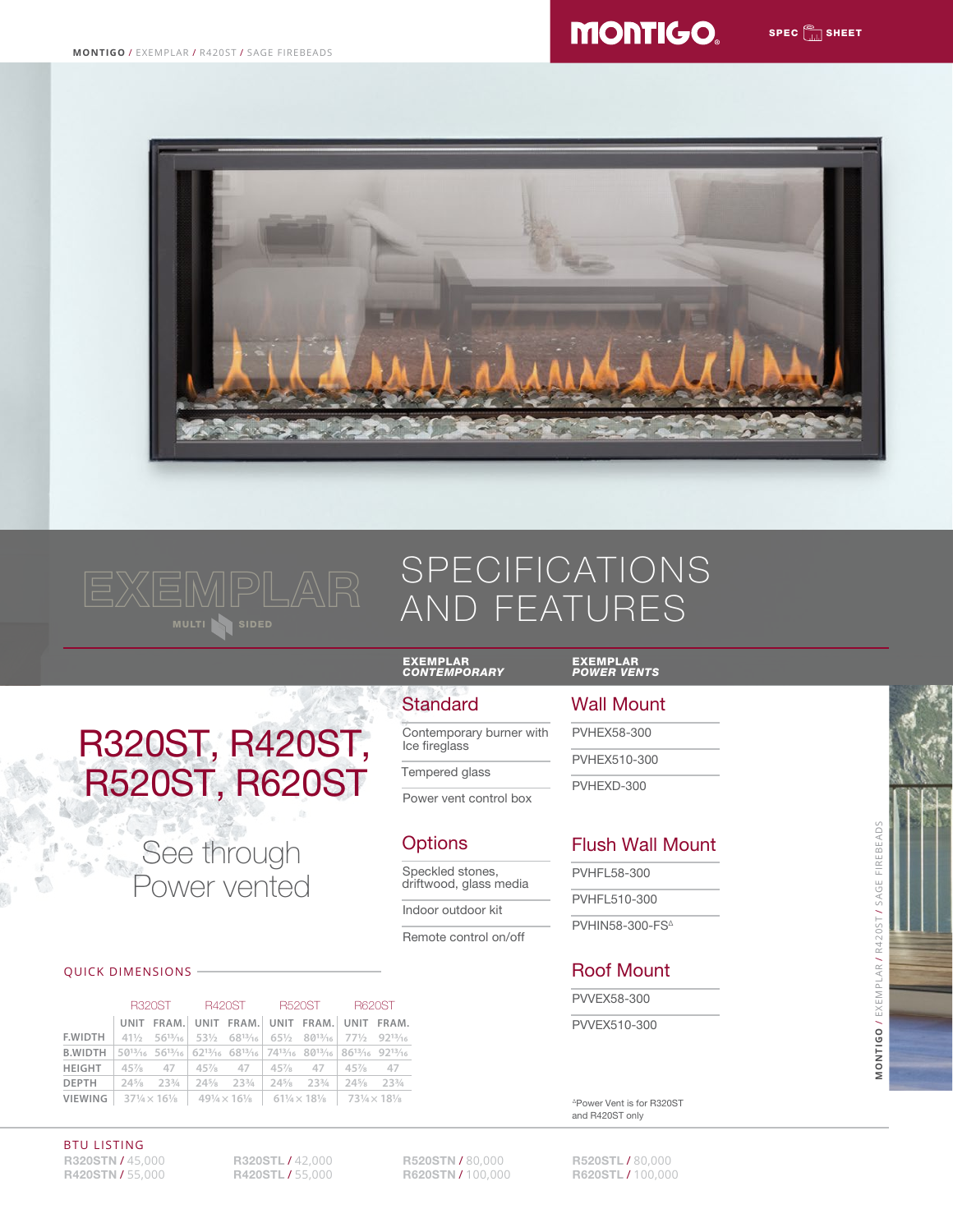MONTIGO / EXEMPLAR / R420ST / SAGE FIREBEADS

**MONTIGO** SPEC SHEET

# EXEMPLAR

MULTI SIDED

# SPECIFICATIONS AND FEATURES

## R320ST, R420ST, R520ST, R620ST

See through
Power vented

### EXEMPLAR *CONTEMPORARY*

#### Standard

- Contemporary burner with Ice fireglass
- Tempered glass
- Power vent control box

#### Options

- Speckled stones, driftwood, glass media
- Indoor outdoor kit
- Remote control on/off

### EXEMPLAR *POWER VENTS*

#### Wall Mount

- PVHEX58-300
- PVHEX510-300
- PVHEXD-300

#### Flush Wall Mount

- PVHFL58-300
- PVHFL510-300
- PVHIN58-300-FS[Δ]

#### Roof Mount

- PVVEX58-300
- PVVEX510-300

[Δ]Power Vent is for R320ST and R420ST only

### QUICK DIMENSIONS

| | R320ST | | R420ST | | R520ST | | R620ST | |
|---|---|---|---|---|---|---|---|---|
| | UNIT | FRAM. | UNIT | FRAM. | UNIT | FRAM. | UNIT | FRAM. |
| F.WIDTH | 41½ | 56¹³⁄₁₆ | 53½ | 68¹³⁄₁₆ | 65½ | 80¹³⁄₁₆ | 77½ | 92¹³⁄₁₆ |
| B.WIDTH | 50¹³⁄₁₆ | 56¹³⁄₁₆ | 62¹³⁄₁₆ | 68¹³⁄₁₆ | 74¹³⁄₁₆ | 80¹³⁄₁₆ | 86¹³⁄₁₆ | 92¹³⁄₁₆ |
| HEIGHT | 45⅞ | 47 | 45⅞ | 47 | 45⅞ | 47 | 45⅞ | 47 |
| DEPTH | 24⅝ | 23¾ | 24⅝ | 23¾ | 24⅝ | 23¾ | 24⅝ | 23¾ |
| VIEWING | 37¼ × 16⅛ | | 49¼ × 16⅛ | | 61¼ × 18⅛ | | 73¼ × 18⅛ | |

### BTU LISTING

- **R320STN** / 45,000
- **R420STN** / 55,000
- **R320STL** / 42,000
- **R420STL** / 55,000
- **R520STN** / 80,000
- **R620STN** / 100,000
- **R520STL** / 80,000
- **R620STL** / 100,000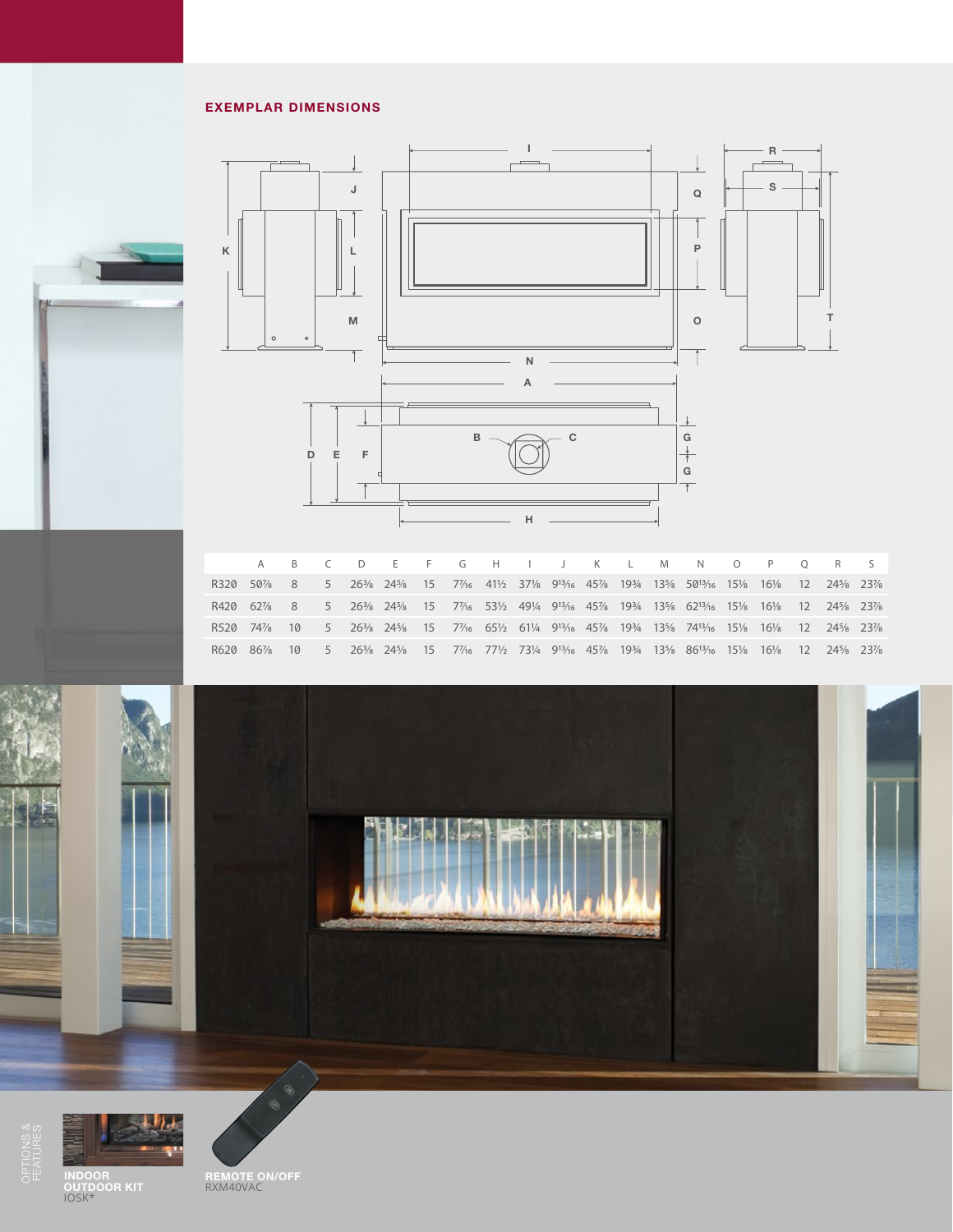## EXEMPLAR DIMENSIONS

| | A | B | C | D | E | F | G | H | I | J | K | L | M | N | O | P | Q | R | S |
|---|---|---|---|---|---|---|---|---|---|---|---|---|---|---|---|---|---|---|---|
| R320 | 50⅞ | 8 | 5 | 26⅜ | 24⅝ | 15 | 7⁷⁄₁₆ | 41½ | 37⅞ | 9¹³⁄₁₆ | 45⅞ | 19¾ | 13⅝ | 50¹³⁄₁₆ | 15⅛ | 16⅛ | 12 | 24⅝ | 23⅞ |
| R420 | 62⅞ | 8 | 5 | 26⅜ | 24⅝ | 15 | 7⁷⁄₁₆ | 53½ | 49¼ | 9¹³⁄₁₆ | 45⅞ | 19¾ | 13⅝ | 62¹³⁄₁₆ | 15⅛ | 16⅛ | 12 | 24⅝ | 23⅞ |
| R520 | 74⅞ | 10 | 5 | 26⅜ | 24⅝ | 15 | 7⁷⁄₁₆ | 65½ | 61¼ | 9¹³⁄₁₆ | 45⅞ | 19¾ | 13⅝ | 74¹³⁄₁₆ | 15⅛ | 16⅛ | 12 | 24⅝ | 23⅞ |
| R620 | 86⅞ | 10 | 5 | 26⅜ | 24⅝ | 15 | 7⁷⁄₁₆ | 77½ | 73¼ | 9¹³⁄₁₆ | 45⅞ | 19¾ | 13⅝ | 86¹³⁄₁₆ | 15⅛ | 16⅛ | 12 | 24⅝ | 23⅞ |

OPTIONS & FEATURES

**INDOOR OUTDOOR KIT**
IOSK*

**REMOTE ON/OFF**
RXM40VAC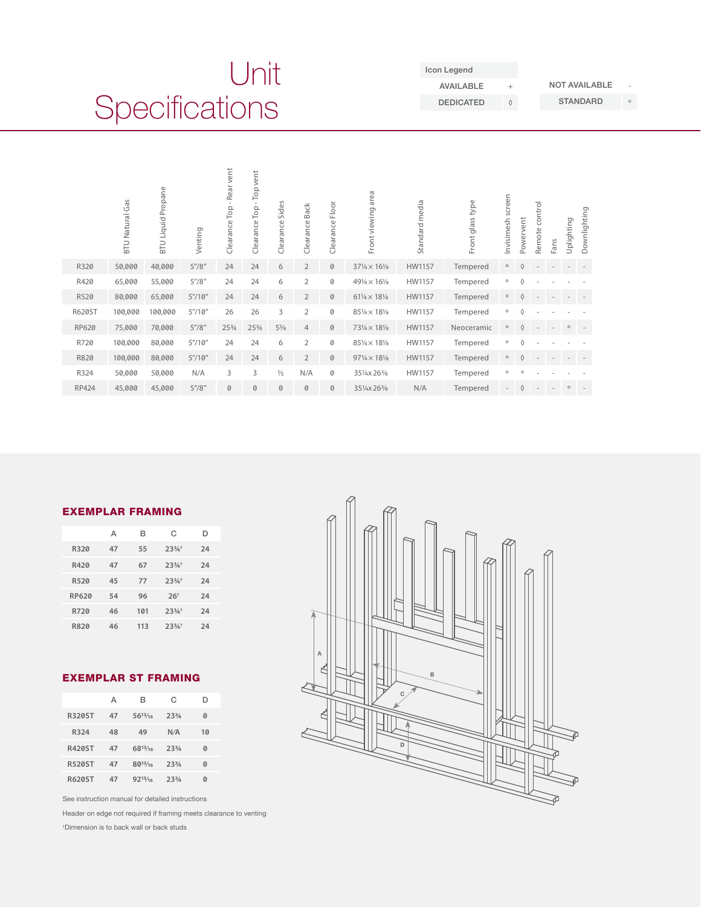# Unit Specifications

| Icon Legend | |
|---|---|
| AVAILABLE | + |
| DEDICATED | ◊ |
| NOT AVAILABLE | - |
| STANDARD | ° |

| | BTU Natural Gas | BTU Liquid Propane | Venting | Clearance Top - Rear vent | Clearance Top - Top vent | Clearance Sides | Clearance Back | Clearance Floor | Front viewing area | Standard media | Front glass type | Invisimesh screen | Powervent | Remote control | Fans | Uplighting | Downlighting |
|---|---|---|---|---|---|---|---|---|---|---|---|---|---|---|---|---|---|
| R320 | 50,000 | 40,000 | 5"/8" | 24 | 24 | 6 | 2 | 0 | 37¼ × 16⅛ | HW1157 | Tempered | ° | ◊ | - | - | - | - |
| R420 | 65,000 | 55,000 | 5"/8" | 24 | 24 | 6 | 2 | 0 | 49¼ × 16⅛ | HW1157 | Tempered | ° | ◊ | - | - | - | - |
| R520 | 80,000 | 65,000 | 5"/10" | 24 | 24 | 6 | 2 | 0 | 61¼ × 18⅛ | HW1157 | Tempered | ° | ◊ | - | - | - | - |
| R620ST | 100,000 | 100,000 | 5"/10" | 26 | 26 | 3 | 2 | 0 | 85¼ × 18⅛ | HW1157 | Tempered | ° | ◊ | - | - | - | - |
| RP620 | 75,000 | 70,000 | 5"/8" | 25¾ | 25¾ | 5⅝ | 4 | 0 | 73¼ × 18⅛ | HW1157 | Neoceramic | ° | ◊ | - | - | ° | - |
| R720 | 100,000 | 80,000 | 5"/10" | 24 | 24 | 6 | 2 | 0 | 85¼ × 18⅛ | HW1157 | Tempered | ° | ◊ | - | - | - | - |
| R820 | 100,000 | 80,000 | 5"/10" | 24 | 24 | 6 | 2 | 0 | 97¼ × 18⅛ | HW1157 | Tempered | ° | ◊ | - | - | - | - |
| R324 | 50,000 | 50,000 | N/A | 3 | 3 | ½ | N/A | 0 | 35¼x 26⅜ | HW1157 | Tempered | ° | ° | - | - | - | - |
| RP424 | 45,000 | 45,000 | 5"/8" | 0 | 0 | 0 | 0 | 0 | 35¼x 26⅜ | N/A | Tempered | - | ◊ | - | - | ° | - |

## EXEMPLAR FRAMING

| | A | B | C | D |
|---|---|---|---|---|
| R320 | 47 | 55 | 23¾† | 24 |
| R420 | 47 | 67 | 23¾† | 24 |
| R520 | 45 | 77 | 23¾† | 24 |
| RP620 | 54 | 96 | 26† | 24 |
| R720 | 46 | 101 | 23¾† | 24 |
| R820 | 46 | 113 | 23¾† | 24 |

## EXEMPLAR ST FRAMING

| | A | B | C | D |
|---|---|---|---|---|
| R320ST | 47 | 56¹³⁄₁₆ | 23¾ | 0 |
| R324 | 48 | 49 | N/A | 10 |
| R420ST | 47 | 68¹³⁄₁₆ | 23¾ | 0 |
| R520ST | 47 | 80¹³⁄₁₆ | 23¾ | 0 |
| R620ST | 47 | 92¹³⁄₁₆ | 23¾ | 0 |

See instruction manual for detailed instructions

Header on edge not required if framing meets clearance to venting

†Dimension is to back wall or back studs

A

B

C

D